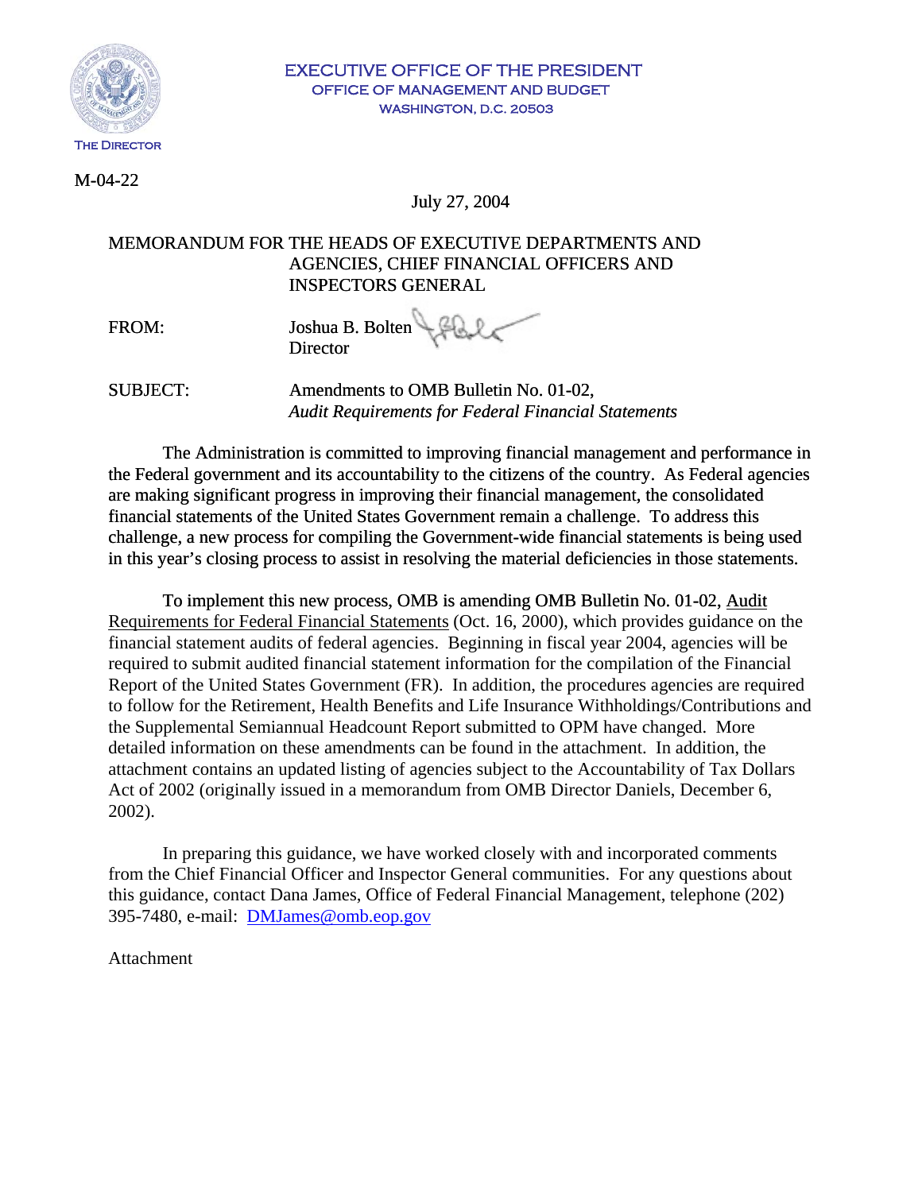EXECUTIVE OFFICE OF THE PRESIDENT
OFFICE OF MANAGEMENT AND BUDGET
WASHINGTON, D.C. 20503

THE DIRECTOR

M-04-22

July 27, 2004

MEMORANDUM FOR THE HEADS OF EXECUTIVE DEPARTMENTS AND AGENCIES, CHIEF FINANCIAL OFFICERS AND INSPECTORS GENERAL

FROM: Joshua B. Bolten
Director

SUBJECT: Amendments to OMB Bulletin No. 01-02, *Audit Requirements for Federal Financial Statements*

The Administration is committed to improving financial management and performance in the Federal government and its accountability to the citizens of the country. As Federal agencies are making significant progress in improving their financial management, the consolidated financial statements of the United States Government remain a challenge. To address this challenge, a new process for compiling the Government-wide financial statements is being used in this year's closing process to assist in resolving the material deficiencies in those statements.

To implement this new process, OMB is amending OMB Bulletin No. 01-02, Audit Requirements for Federal Financial Statements (Oct. 16, 2000), which provides guidance on the financial statement audits of federal agencies. Beginning in fiscal year 2004, agencies will be required to submit audited financial statement information for the compilation of the Financial Report of the United States Government (FR). In addition, the procedures agencies are required to follow for the Retirement, Health Benefits and Life Insurance Withholdings/Contributions and the Supplemental Semiannual Headcount Report submitted to OPM have changed. More detailed information on these amendments can be found in the attachment. In addition, the attachment contains an updated listing of agencies subject to the Accountability of Tax Dollars Act of 2002 (originally issued in a memorandum from OMB Director Daniels, December 6, 2002).

In preparing this guidance, we have worked closely with and incorporated comments from the Chief Financial Officer and Inspector General communities. For any questions about this guidance, contact Dana James, Office of Federal Financial Management, telephone (202) 395-7480, e-mail: DMJames@omb.eop.gov

Attachment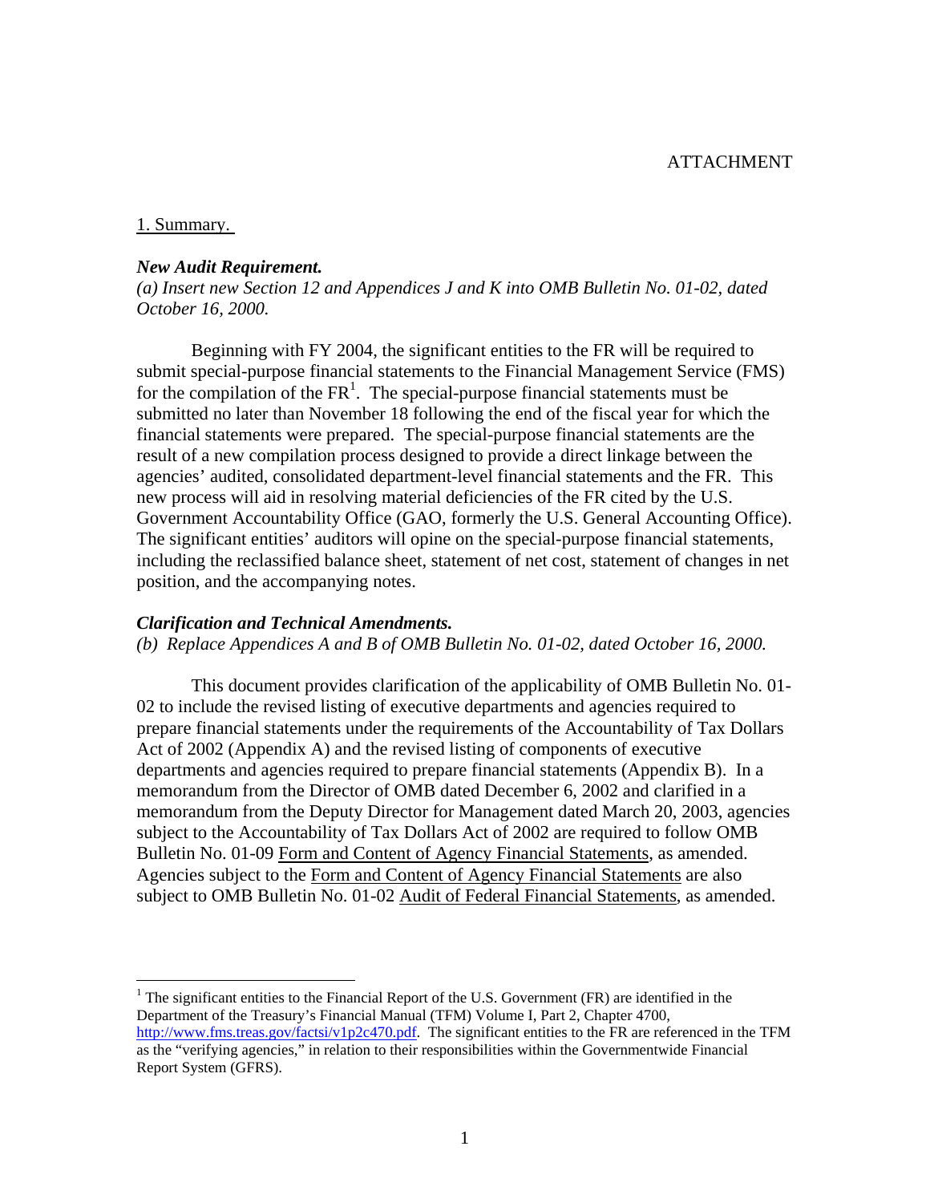ATTACHMENT

1. Summary.

***New Audit Requirement.***
*(a) Insert new Section 12 and Appendices J and K into OMB Bulletin No. 01-02, dated October 16, 2000.*

Beginning with FY 2004, the significant entities to the FR will be required to submit special-purpose financial statements to the Financial Management Service (FMS) for the compilation of the FR[1]. The special-purpose financial statements must be submitted no later than November 18 following the end of the fiscal year for which the financial statements were prepared. The special-purpose financial statements are the result of a new compilation process designed to provide a direct linkage between the agencies' audited, consolidated department-level financial statements and the FR. This new process will aid in resolving material deficiencies of the FR cited by the U.S. Government Accountability Office (GAO, formerly the U.S. General Accounting Office). The significant entities' auditors will opine on the special-purpose financial statements, including the reclassified balance sheet, statement of net cost, statement of changes in net position, and the accompanying notes.

***Clarification and Technical Amendments.***
*(b) Replace Appendices A and B of OMB Bulletin No. 01-02, dated October 16, 2000.*

This document provides clarification of the applicability of OMB Bulletin No. 01-02 to include the revised listing of executive departments and agencies required to prepare financial statements under the requirements of the Accountability of Tax Dollars Act of 2002 (Appendix A) and the revised listing of components of executive departments and agencies required to prepare financial statements (Appendix B). In a memorandum from the Director of OMB dated December 6, 2002 and clarified in a memorandum from the Deputy Director for Management dated March 20, 2003, agencies subject to the Accountability of Tax Dollars Act of 2002 are required to follow OMB Bulletin No. 01-09 Form and Content of Agency Financial Statements, as amended. Agencies subject to the Form and Content of Agency Financial Statements are also subject to OMB Bulletin No. 01-02 Audit of Federal Financial Statements, as amended.

---

[1] The significant entities to the Financial Report of the U.S. Government (FR) are identified in the Department of the Treasury's Financial Manual (TFM) Volume I, Part 2, Chapter 4700, http://www.fms.treas.gov/factsi/v1p2c470.pdf. The significant entities to the FR are referenced in the TFM as the "verifying agencies," in relation to their responsibilities within the Governmentwide Financial Report System (GFRS).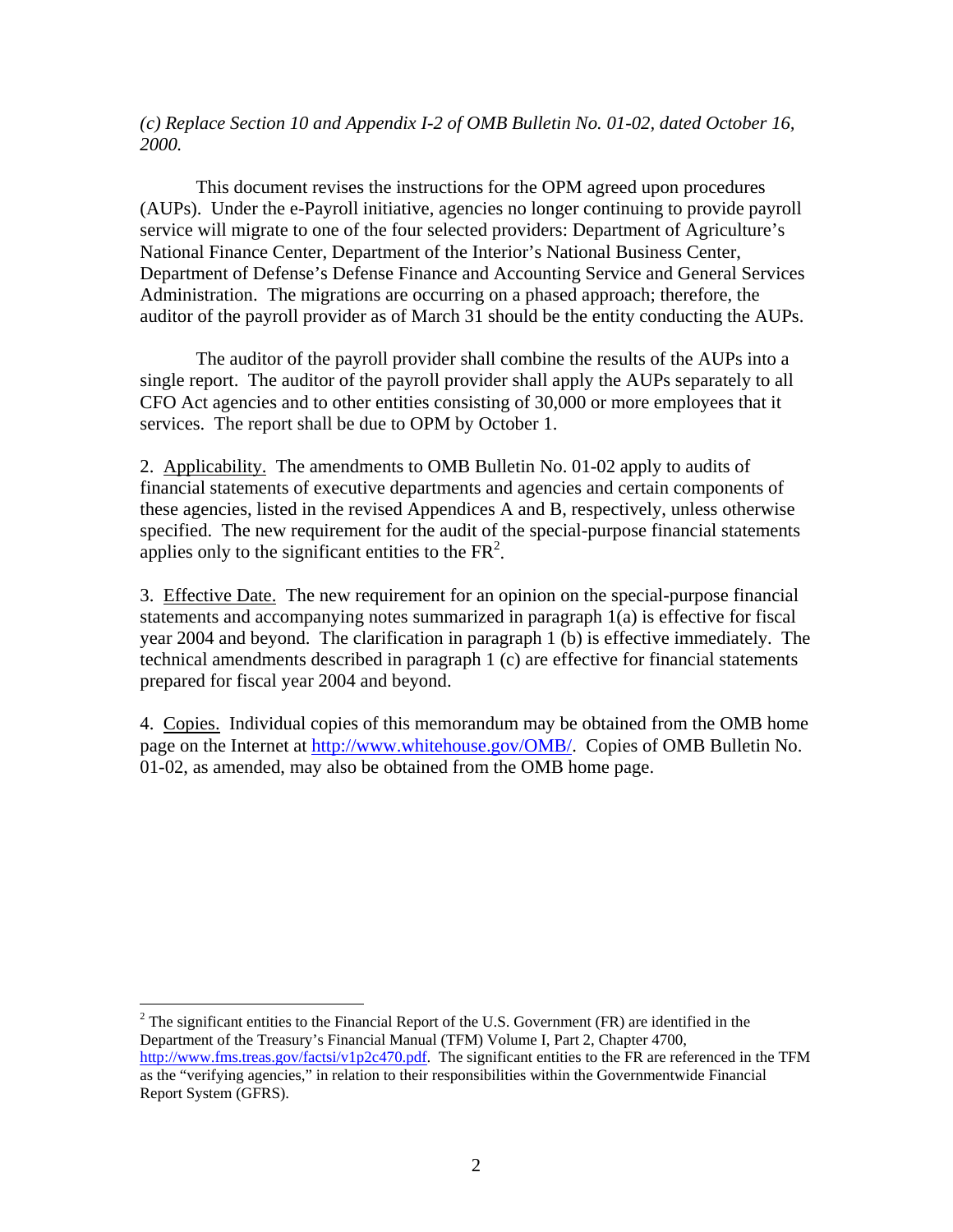*(c) Replace Section 10 and Appendix I-2 of OMB Bulletin No. 01-02, dated October 16, 2000.*

This document revises the instructions for the OPM agreed upon procedures (AUPs). Under the e-Payroll initiative, agencies no longer continuing to provide payroll service will migrate to one of the four selected providers: Department of Agriculture's National Finance Center, Department of the Interior's National Business Center, Department of Defense's Defense Finance and Accounting Service and General Services Administration. The migrations are occurring on a phased approach; therefore, the auditor of the payroll provider as of March 31 should be the entity conducting the AUPs.

The auditor of the payroll provider shall combine the results of the AUPs into a single report. The auditor of the payroll provider shall apply the AUPs separately to all CFO Act agencies and to other entities consisting of 30,000 or more employees that it services. The report shall be due to OPM by October 1.

2. Applicability. The amendments to OMB Bulletin No. 01-02 apply to audits of financial statements of executive departments and agencies and certain components of these agencies, listed in the revised Appendices A and B, respectively, unless otherwise specified. The new requirement for the audit of the special-purpose financial statements applies only to the significant entities to the FR[2].

3. Effective Date. The new requirement for an opinion on the special-purpose financial statements and accompanying notes summarized in paragraph 1(a) is effective for fiscal year 2004 and beyond. The clarification in paragraph 1 (b) is effective immediately. The technical amendments described in paragraph 1 (c) are effective for financial statements prepared for fiscal year 2004 and beyond.

4. Copies. Individual copies of this memorandum may be obtained from the OMB home page on the Internet at http://www.whitehouse.gov/OMB/. Copies of OMB Bulletin No. 01-02, as amended, may also be obtained from the OMB home page.

---

[2] The significant entities to the Financial Report of the U.S. Government (FR) are identified in the Department of the Treasury's Financial Manual (TFM) Volume I, Part 2, Chapter 4700, http://www.fms.treas.gov/factsi/v1p2c470.pdf. The significant entities to the FR are referenced in the TFM as the "verifying agencies," in relation to their responsibilities within the Governmentwide Financial Report System (GFRS).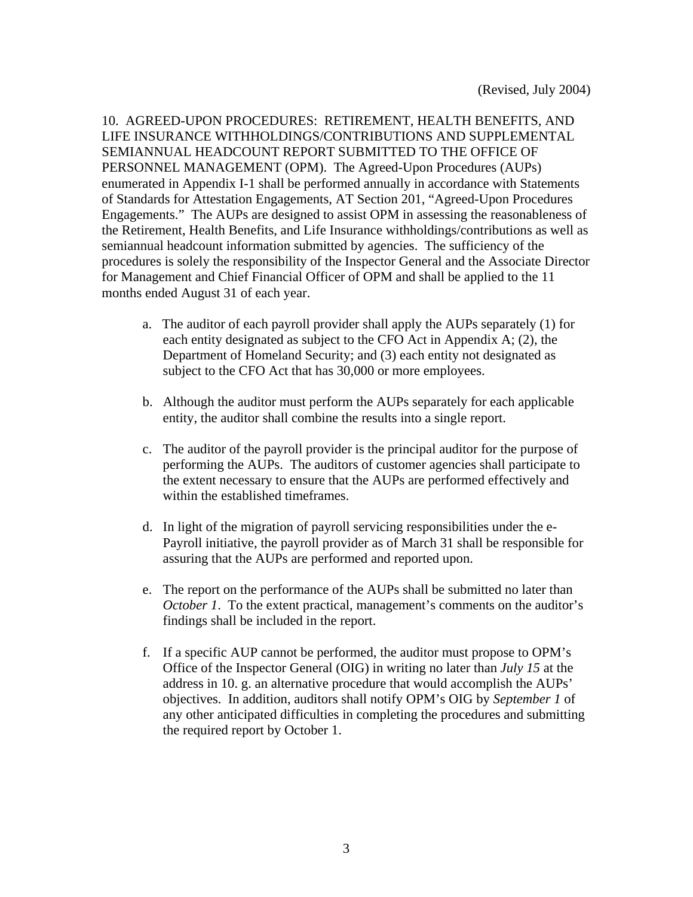(Revised, July 2004)

10. AGREED-UPON PROCEDURES: RETIREMENT, HEALTH BENEFITS, AND LIFE INSURANCE WITHHOLDINGS/CONTRIBUTIONS AND SUPPLEMENTAL SEMIANNUAL HEADCOUNT REPORT SUBMITTED TO THE OFFICE OF PERSONNEL MANAGEMENT (OPM). The Agreed-Upon Procedures (AUPs) enumerated in Appendix I-1 shall be performed annually in accordance with Statements of Standards for Attestation Engagements, AT Section 201, "Agreed-Upon Procedures Engagements." The AUPs are designed to assist OPM in assessing the reasonableness of the Retirement, Health Benefits, and Life Insurance withholdings/contributions as well as semiannual headcount information submitted by agencies. The sufficiency of the procedures is solely the responsibility of the Inspector General and the Associate Director for Management and Chief Financial Officer of OPM and shall be applied to the 11 months ended August 31 of each year.

a. The auditor of each payroll provider shall apply the AUPs separately (1) for each entity designated as subject to the CFO Act in Appendix A; (2), the Department of Homeland Security; and (3) each entity not designated as subject to the CFO Act that has 30,000 or more employees.

b. Although the auditor must perform the AUPs separately for each applicable entity, the auditor shall combine the results into a single report.

c. The auditor of the payroll provider is the principal auditor for the purpose of performing the AUPs. The auditors of customer agencies shall participate to the extent necessary to ensure that the AUPs are performed effectively and within the established timeframes.

d. In light of the migration of payroll servicing responsibilities under the e-Payroll initiative, the payroll provider as of March 31 shall be responsible for assuring that the AUPs are performed and reported upon.

e. The report on the performance of the AUPs shall be submitted no later than *October 1*. To the extent practical, management's comments on the auditor's findings shall be included in the report.

f. If a specific AUP cannot be performed, the auditor must propose to OPM's Office of the Inspector General (OIG) in writing no later than *July 15* at the address in 10. g. an alternative procedure that would accomplish the AUPs' objectives. In addition, auditors shall notify OPM's OIG by *September 1* of any other anticipated difficulties in completing the procedures and submitting the required report by October 1.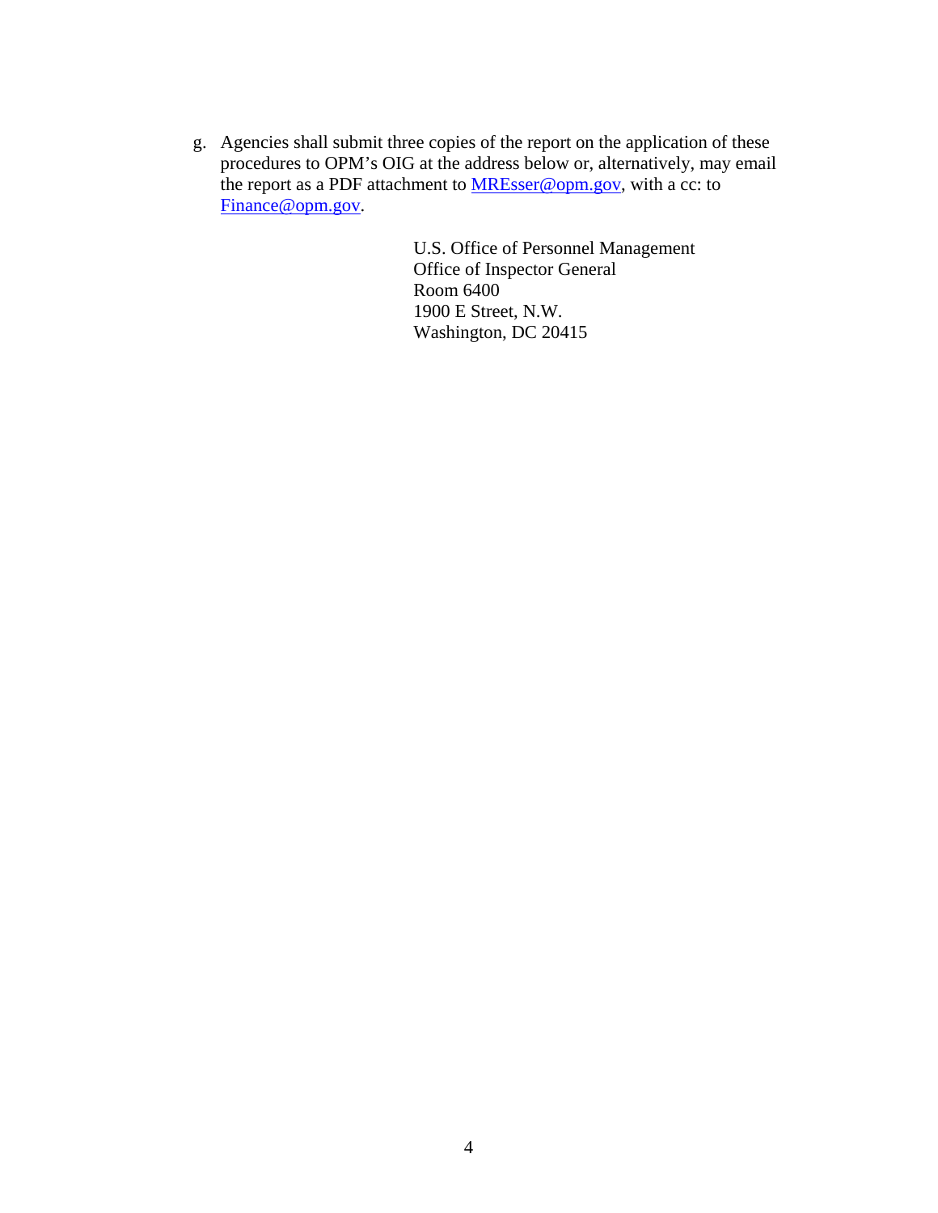g. Agencies shall submit three copies of the report on the application of these procedures to OPM's OIG at the address below or, alternatively, may email the report as a PDF attachment to MREsser@opm.gov, with a cc: to Finance@opm.gov.

U.S. Office of Personnel Management  
Office of Inspector General  
Room 6400  
1900 E Street, N.W.  
Washington, DC 20415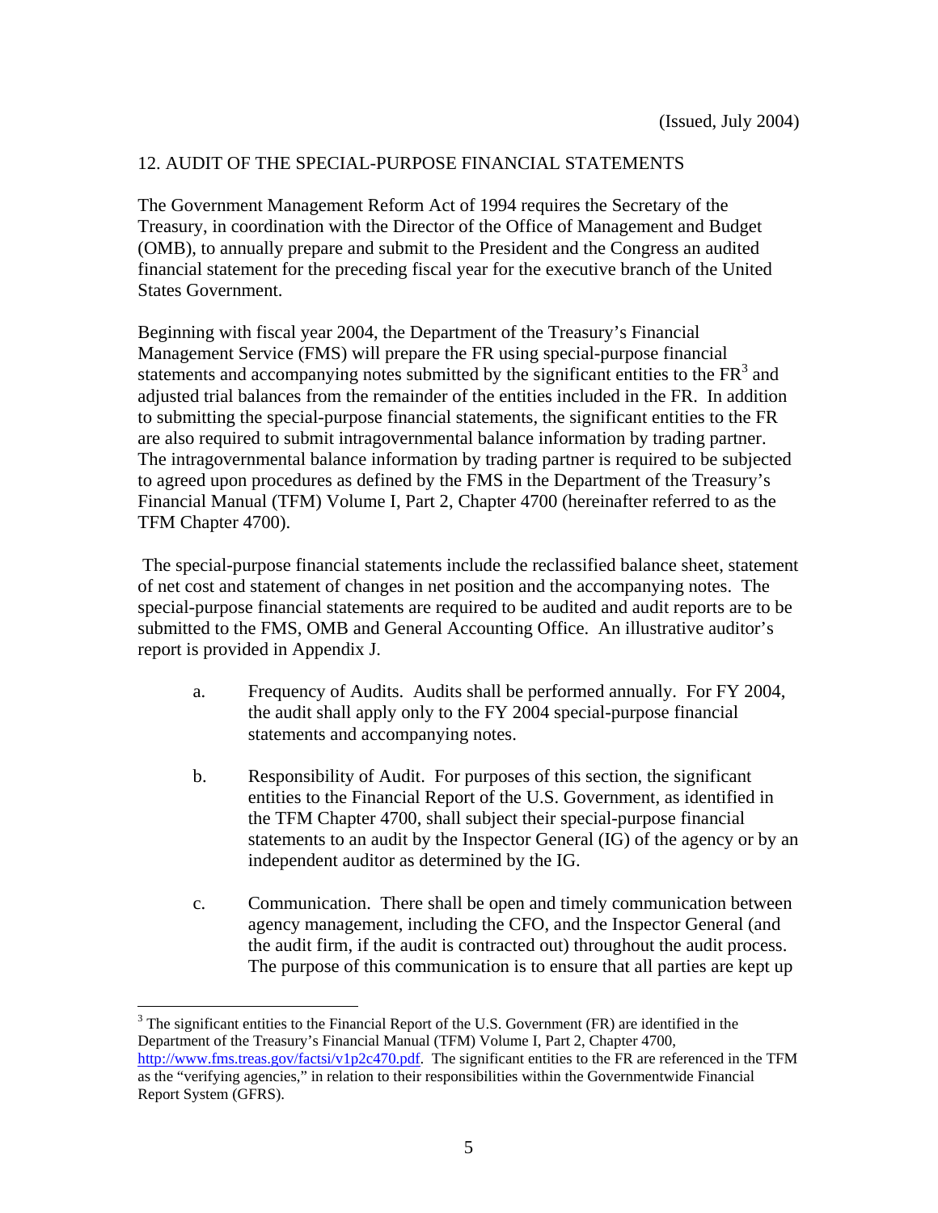(Issued, July 2004)

## 12. AUDIT OF THE SPECIAL-PURPOSE FINANCIAL STATEMENTS

The Government Management Reform Act of 1994 requires the Secretary of the Treasury, in coordination with the Director of the Office of Management and Budget (OMB), to annually prepare and submit to the President and the Congress an audited financial statement for the preceding fiscal year for the executive branch of the United States Government.

Beginning with fiscal year 2004, the Department of the Treasury's Financial Management Service (FMS) will prepare the FR using special-purpose financial statements and accompanying notes submitted by the significant entities to the FR[3] and adjusted trial balances from the remainder of the entities included in the FR. In addition to submitting the special-purpose financial statements, the significant entities to the FR are also required to submit intragovernmental balance information by trading partner. The intragovernmental balance information by trading partner is required to be subjected to agreed upon procedures as defined by the FMS in the Department of the Treasury's Financial Manual (TFM) Volume I, Part 2, Chapter 4700 (hereinafter referred to as the TFM Chapter 4700).

The special-purpose financial statements include the reclassified balance sheet, statement of net cost and statement of changes in net position and the accompanying notes. The special-purpose financial statements are required to be audited and audit reports are to be submitted to the FMS, OMB and General Accounting Office. An illustrative auditor's report is provided in Appendix J.

a. Frequency of Audits. Audits shall be performed annually. For FY 2004, the audit shall apply only to the FY 2004 special-purpose financial statements and accompanying notes.

b. Responsibility of Audit. For purposes of this section, the significant entities to the Financial Report of the U.S. Government, as identified in the TFM Chapter 4700, shall subject their special-purpose financial statements to an audit by the Inspector General (IG) of the agency or by an independent auditor as determined by the IG.

c. Communication. There shall be open and timely communication between agency management, including the CFO, and the Inspector General (and the audit firm, if the audit is contracted out) throughout the audit process. The purpose of this communication is to ensure that all parties are kept up

[3] The significant entities to the Financial Report of the U.S. Government (FR) are identified in the Department of the Treasury's Financial Manual (TFM) Volume I, Part 2, Chapter 4700, http://www.fms.treas.gov/factsi/v1p2c470.pdf. The significant entities to the FR are referenced in the TFM as the "verifying agencies," in relation to their responsibilities within the Governmentwide Financial Report System (GFRS).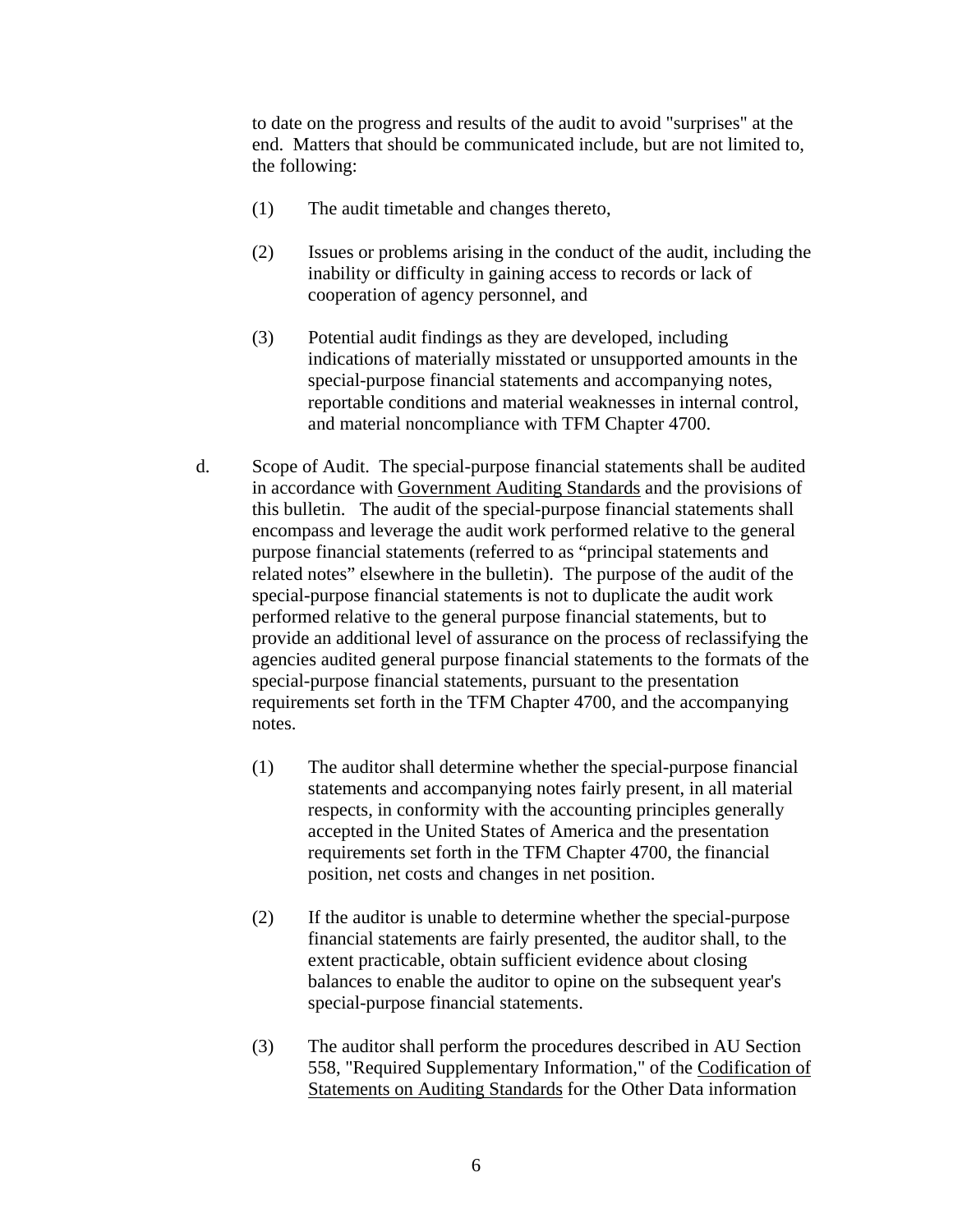to date on the progress and results of the audit to avoid "surprises" at the end. Matters that should be communicated include, but are not limited to, the following:

(1) The audit timetable and changes thereto,

(2) Issues or problems arising in the conduct of the audit, including the inability or difficulty in gaining access to records or lack of cooperation of agency personnel, and

(3) Potential audit findings as they are developed, including indications of materially misstated or unsupported amounts in the special-purpose financial statements and accompanying notes, reportable conditions and material weaknesses in internal control, and material noncompliance with TFM Chapter 4700.

d. Scope of Audit. The special-purpose financial statements shall be audited in accordance with Government Auditing Standards and the provisions of this bulletin. The audit of the special-purpose financial statements shall encompass and leverage the audit work performed relative to the general purpose financial statements (referred to as "principal statements and related notes" elsewhere in the bulletin). The purpose of the audit of the special-purpose financial statements is not to duplicate the audit work performed relative to the general purpose financial statements, but to provide an additional level of assurance on the process of reclassifying the agencies audited general purpose financial statements to the formats of the special-purpose financial statements, pursuant to the presentation requirements set forth in the TFM Chapter 4700, and the accompanying notes.

(1) The auditor shall determine whether the special-purpose financial statements and accompanying notes fairly present, in all material respects, in conformity with the accounting principles generally accepted in the United States of America and the presentation requirements set forth in the TFM Chapter 4700, the financial position, net costs and changes in net position.

(2) If the auditor is unable to determine whether the special-purpose financial statements are fairly presented, the auditor shall, to the extent practicable, obtain sufficient evidence about closing balances to enable the auditor to opine on the subsequent year's special-purpose financial statements.

(3) The auditor shall perform the procedures described in AU Section 558, "Required Supplementary Information," of the Codification of Statements on Auditing Standards for the Other Data information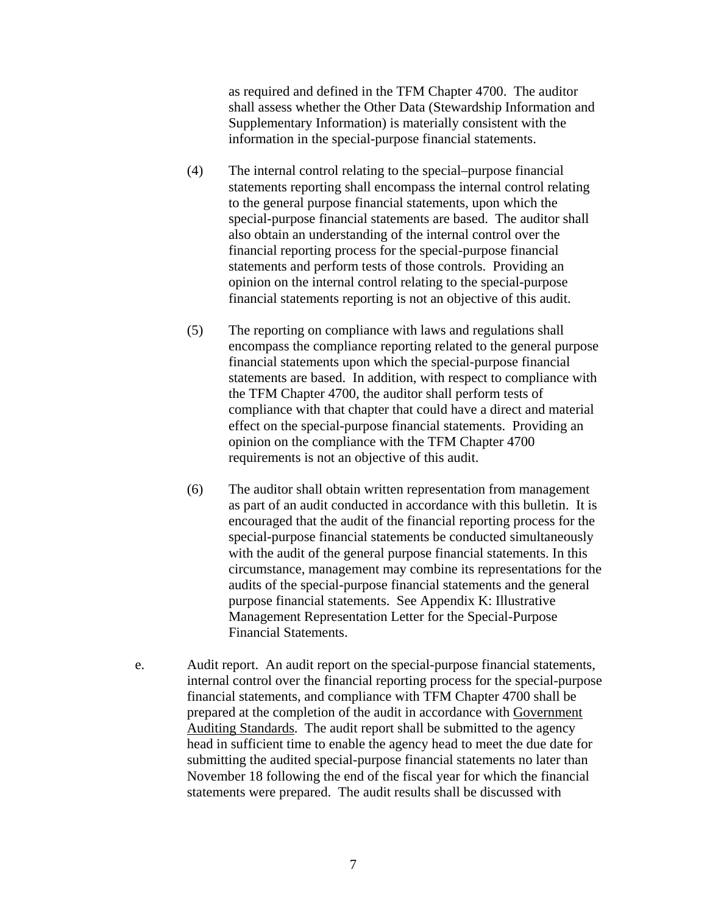as required and defined in the TFM Chapter 4700. The auditor shall assess whether the Other Data (Stewardship Information and Supplementary Information) is materially consistent with the information in the special-purpose financial statements.

(4) The internal control relating to the special–purpose financial statements reporting shall encompass the internal control relating to the general purpose financial statements, upon which the special-purpose financial statements are based. The auditor shall also obtain an understanding of the internal control over the financial reporting process for the special-purpose financial statements and perform tests of those controls. Providing an opinion on the internal control relating to the special-purpose financial statements reporting is not an objective of this audit.

(5) The reporting on compliance with laws and regulations shall encompass the compliance reporting related to the general purpose financial statements upon which the special-purpose financial statements are based. In addition, with respect to compliance with the TFM Chapter 4700, the auditor shall perform tests of compliance with that chapter that could have a direct and material effect on the special-purpose financial statements. Providing an opinion on the compliance with the TFM Chapter 4700 requirements is not an objective of this audit.

(6) The auditor shall obtain written representation from management as part of an audit conducted in accordance with this bulletin. It is encouraged that the audit of the financial reporting process for the special-purpose financial statements be conducted simultaneously with the audit of the general purpose financial statements. In this circumstance, management may combine its representations for the audits of the special-purpose financial statements and the general purpose financial statements. See Appendix K: Illustrative Management Representation Letter for the Special-Purpose Financial Statements.

e. Audit report. An audit report on the special-purpose financial statements, internal control over the financial reporting process for the special-purpose financial statements, and compliance with TFM Chapter 4700 shall be prepared at the completion of the audit in accordance with Government Auditing Standards. The audit report shall be submitted to the agency head in sufficient time to enable the agency head to meet the due date for submitting the audited special-purpose financial statements no later than November 18 following the end of the fiscal year for which the financial statements were prepared. The audit results shall be discussed with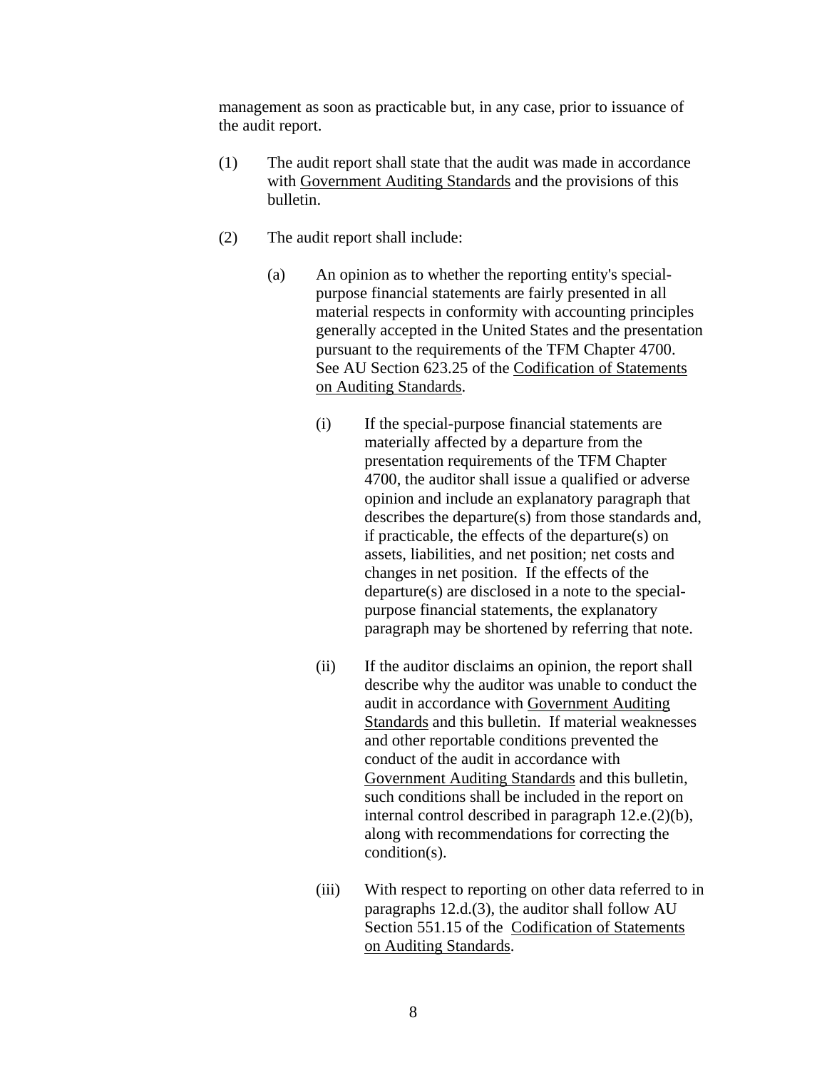management as soon as practicable but, in any case, prior to issuance of the audit report.

(1) The audit report shall state that the audit was made in accordance with Government Auditing Standards and the provisions of this bulletin.

(2) The audit report shall include:

(a) An opinion as to whether the reporting entity's special-purpose financial statements are fairly presented in all material respects in conformity with accounting principles generally accepted in the United States and the presentation pursuant to the requirements of the TFM Chapter 4700. See AU Section 623.25 of the Codification of Statements on Auditing Standards.

(i) If the special-purpose financial statements are materially affected by a departure from the presentation requirements of the TFM Chapter 4700, the auditor shall issue a qualified or adverse opinion and include an explanatory paragraph that describes the departure(s) from those standards and, if practicable, the effects of the departure(s) on assets, liabilities, and net position; net costs and changes in net position. If the effects of the departure(s) are disclosed in a note to the special-purpose financial statements, the explanatory paragraph may be shortened by referring that note.

(ii) If the auditor disclaims an opinion, the report shall describe why the auditor was unable to conduct the audit in accordance with Government Auditing Standards and this bulletin. If material weaknesses and other reportable conditions prevented the conduct of the audit in accordance with Government Auditing Standards and this bulletin, such conditions shall be included in the report on internal control described in paragraph 12.e.(2)(b), along with recommendations for correcting the condition(s).

(iii) With respect to reporting on other data referred to in paragraphs 12.d.(3), the auditor shall follow AU Section 551.15 of the Codification of Statements on Auditing Standards.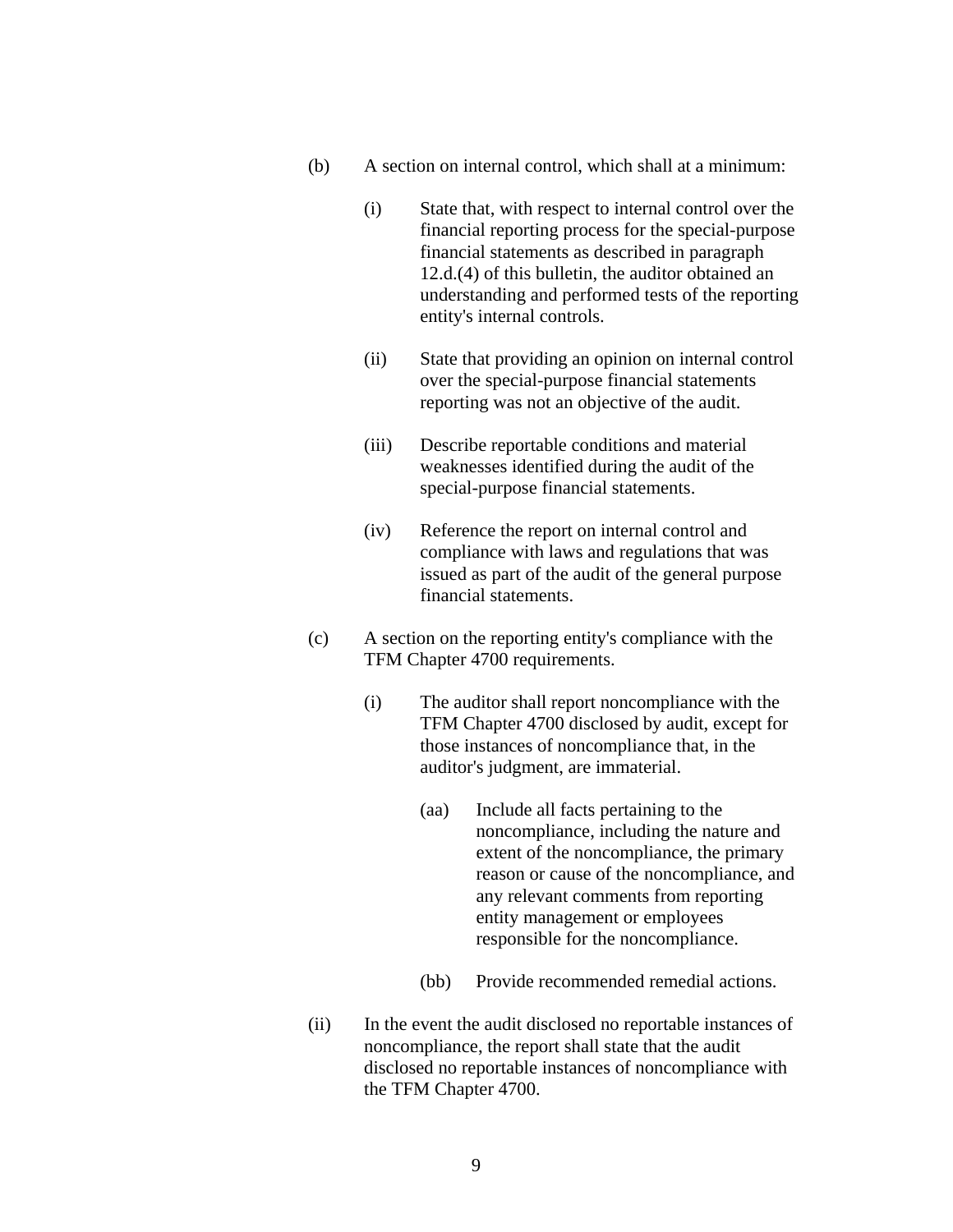(b) A section on internal control, which shall at a minimum:

  (i) State that, with respect to internal control over the financial reporting process for the special-purpose financial statements as described in paragraph 12.d.(4) of this bulletin, the auditor obtained an understanding and performed tests of the reporting entity's internal controls.

  (ii) State that providing an opinion on internal control over the special-purpose financial statements reporting was not an objective of the audit.

  (iii) Describe reportable conditions and material weaknesses identified during the audit of the special-purpose financial statements.

  (iv) Reference the report on internal control and compliance with laws and regulations that was issued as part of the audit of the general purpose financial statements.

(c) A section on the reporting entity's compliance with the TFM Chapter 4700 requirements.

  (i) The auditor shall report noncompliance with the TFM Chapter 4700 disclosed by audit, except for those instances of noncompliance that, in the auditor's judgment, are immaterial.

    (aa) Include all facts pertaining to the noncompliance, including the nature and extent of the noncompliance, the primary reason or cause of the noncompliance, and any relevant comments from reporting entity management or employees responsible for the noncompliance.

    (bb) Provide recommended remedial actions.

(ii) In the event the audit disclosed no reportable instances of noncompliance, the report shall state that the audit disclosed no reportable instances of noncompliance with the TFM Chapter 4700.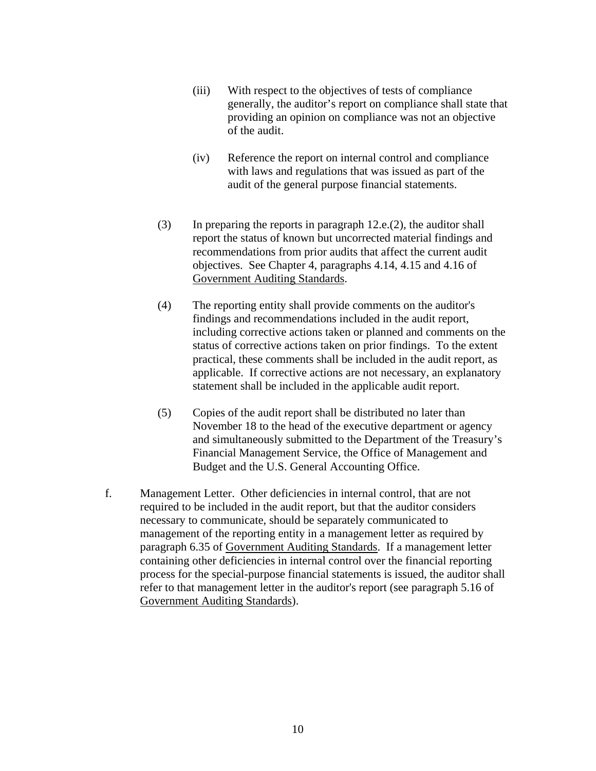(iii) With respect to the objectives of tests of compliance generally, the auditor's report on compliance shall state that providing an opinion on compliance was not an objective of the audit.

(iv) Reference the report on internal control and compliance with laws and regulations that was issued as part of the audit of the general purpose financial statements.

(3) In preparing the reports in paragraph 12.e.(2), the auditor shall report the status of known but uncorrected material findings and recommendations from prior audits that affect the current audit objectives. See Chapter 4, paragraphs 4.14, 4.15 and 4.16 of Government Auditing Standards.

(4) The reporting entity shall provide comments on the auditor's findings and recommendations included in the audit report, including corrective actions taken or planned and comments on the status of corrective actions taken on prior findings. To the extent practical, these comments shall be included in the audit report, as applicable. If corrective actions are not necessary, an explanatory statement shall be included in the applicable audit report.

(5) Copies of the audit report shall be distributed no later than November 18 to the head of the executive department or agency and simultaneously submitted to the Department of the Treasury's Financial Management Service, the Office of Management and Budget and the U.S. General Accounting Office.

f. Management Letter. Other deficiencies in internal control, that are not required to be included in the audit report, but that the auditor considers necessary to communicate, should be separately communicated to management of the reporting entity in a management letter as required by paragraph 6.35 of Government Auditing Standards. If a management letter containing other deficiencies in internal control over the financial reporting process for the special-purpose financial statements is issued, the auditor shall refer to that management letter in the auditor's report (see paragraph 5.16 of Government Auditing Standards).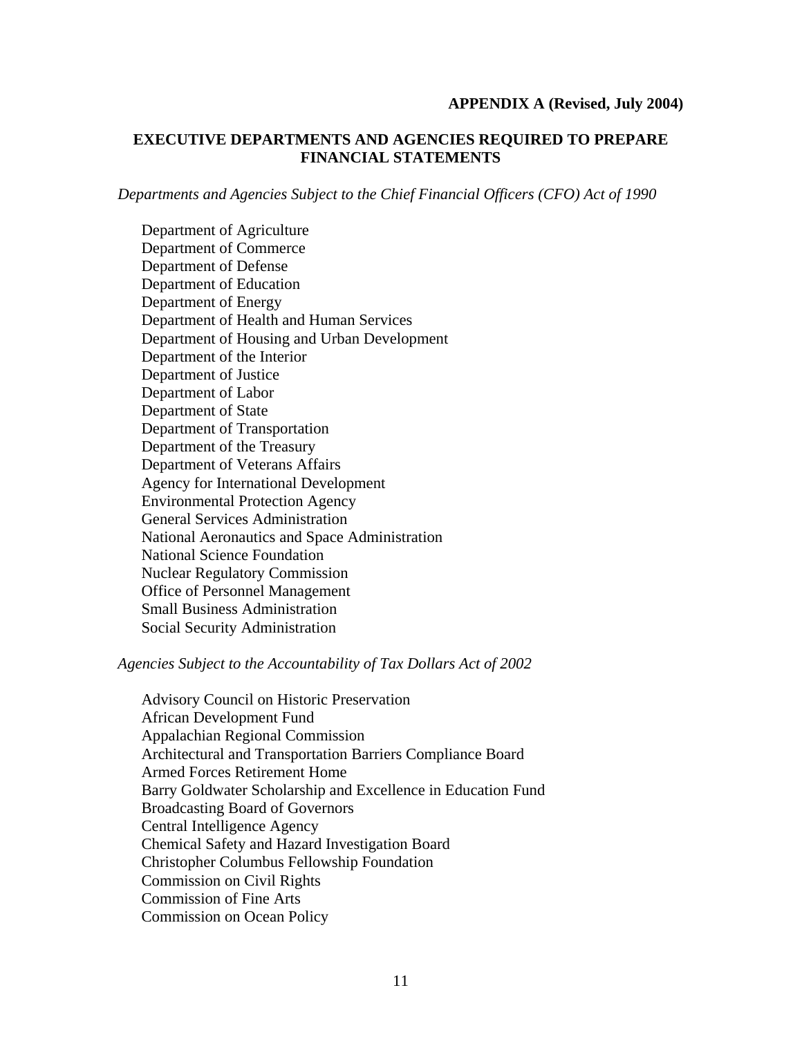**APPENDIX A (Revised, July 2004)**

## EXECUTIVE DEPARTMENTS AND AGENCIES REQUIRED TO PREPARE FINANCIAL STATEMENTS

*Departments and Agencies Subject to the Chief Financial Officers (CFO) Act of 1990*

Department of Agriculture
Department of Commerce
Department of Defense
Department of Education
Department of Energy
Department of Health and Human Services
Department of Housing and Urban Development
Department of the Interior
Department of Justice
Department of Labor
Department of State
Department of Transportation
Department of the Treasury
Department of Veterans Affairs
Agency for International Development
Environmental Protection Agency
General Services Administration
National Aeronautics and Space Administration
National Science Foundation
Nuclear Regulatory Commission
Office of Personnel Management
Small Business Administration
Social Security Administration

*Agencies Subject to the Accountability of Tax Dollars Act of 2002*

Advisory Council on Historic Preservation
African Development Fund
Appalachian Regional Commission
Architectural and Transportation Barriers Compliance Board
Armed Forces Retirement Home
Barry Goldwater Scholarship and Excellence in Education Fund
Broadcasting Board of Governors
Central Intelligence Agency
Chemical Safety and Hazard Investigation Board
Christopher Columbus Fellowship Foundation
Commission on Civil Rights
Commission of Fine Arts
Commission on Ocean Policy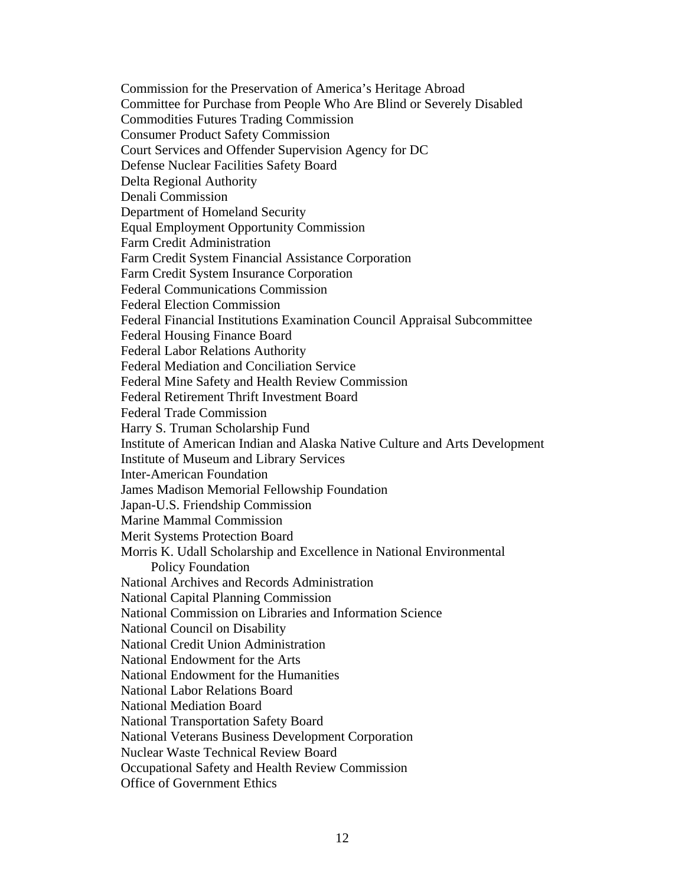Commission for the Preservation of America's Heritage Abroad
Committee for Purchase from People Who Are Blind or Severely Disabled
Commodities Futures Trading Commission
Consumer Product Safety Commission
Court Services and Offender Supervision Agency for DC
Defense Nuclear Facilities Safety Board
Delta Regional Authority
Denali Commission
Department of Homeland Security
Equal Employment Opportunity Commission
Farm Credit Administration
Farm Credit System Financial Assistance Corporation
Farm Credit System Insurance Corporation
Federal Communications Commission
Federal Election Commission
Federal Financial Institutions Examination Council Appraisal Subcommittee
Federal Housing Finance Board
Federal Labor Relations Authority
Federal Mediation and Conciliation Service
Federal Mine Safety and Health Review Commission
Federal Retirement Thrift Investment Board
Federal Trade Commission
Harry S. Truman Scholarship Fund
Institute of American Indian and Alaska Native Culture and Arts Development
Institute of Museum and Library Services
Inter-American Foundation
James Madison Memorial Fellowship Foundation
Japan-U.S. Friendship Commission
Marine Mammal Commission
Merit Systems Protection Board
Morris K. Udall Scholarship and Excellence in National Environmental Policy Foundation
National Archives and Records Administration
National Capital Planning Commission
National Commission on Libraries and Information Science
National Council on Disability
National Credit Union Administration
National Endowment for the Arts
National Endowment for the Humanities
National Labor Relations Board
National Mediation Board
National Transportation Safety Board
National Veterans Business Development Corporation
Nuclear Waste Technical Review Board
Occupational Safety and Health Review Commission
Office of Government Ethics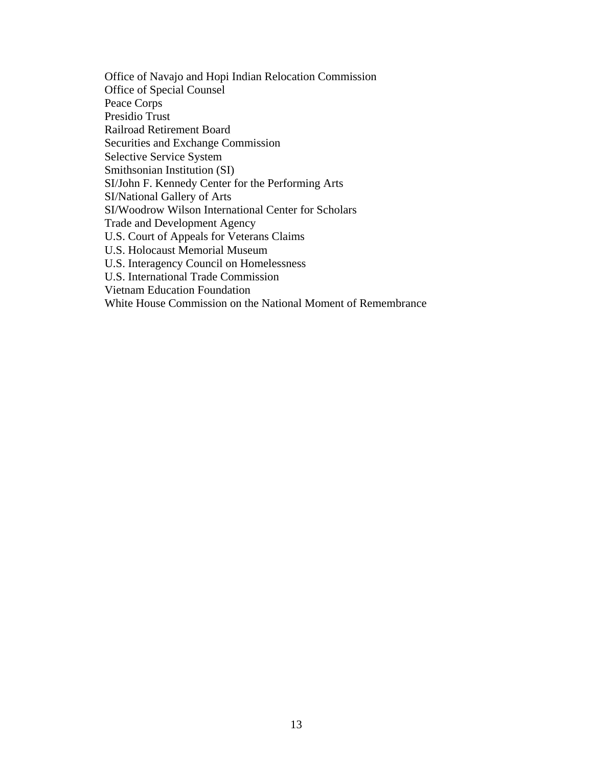Office of Navajo and Hopi Indian Relocation Commission
Office of Special Counsel
Peace Corps
Presidio Trust
Railroad Retirement Board
Securities and Exchange Commission
Selective Service System
Smithsonian Institution (SI)
SI/John F. Kennedy Center for the Performing Arts
SI/National Gallery of Arts
SI/Woodrow Wilson International Center for Scholars
Trade and Development Agency
U.S. Court of Appeals for Veterans Claims
U.S. Holocaust Memorial Museum
U.S. Interagency Council on Homelessness
U.S. International Trade Commission
Vietnam Education Foundation
White House Commission on the National Moment of Remembrance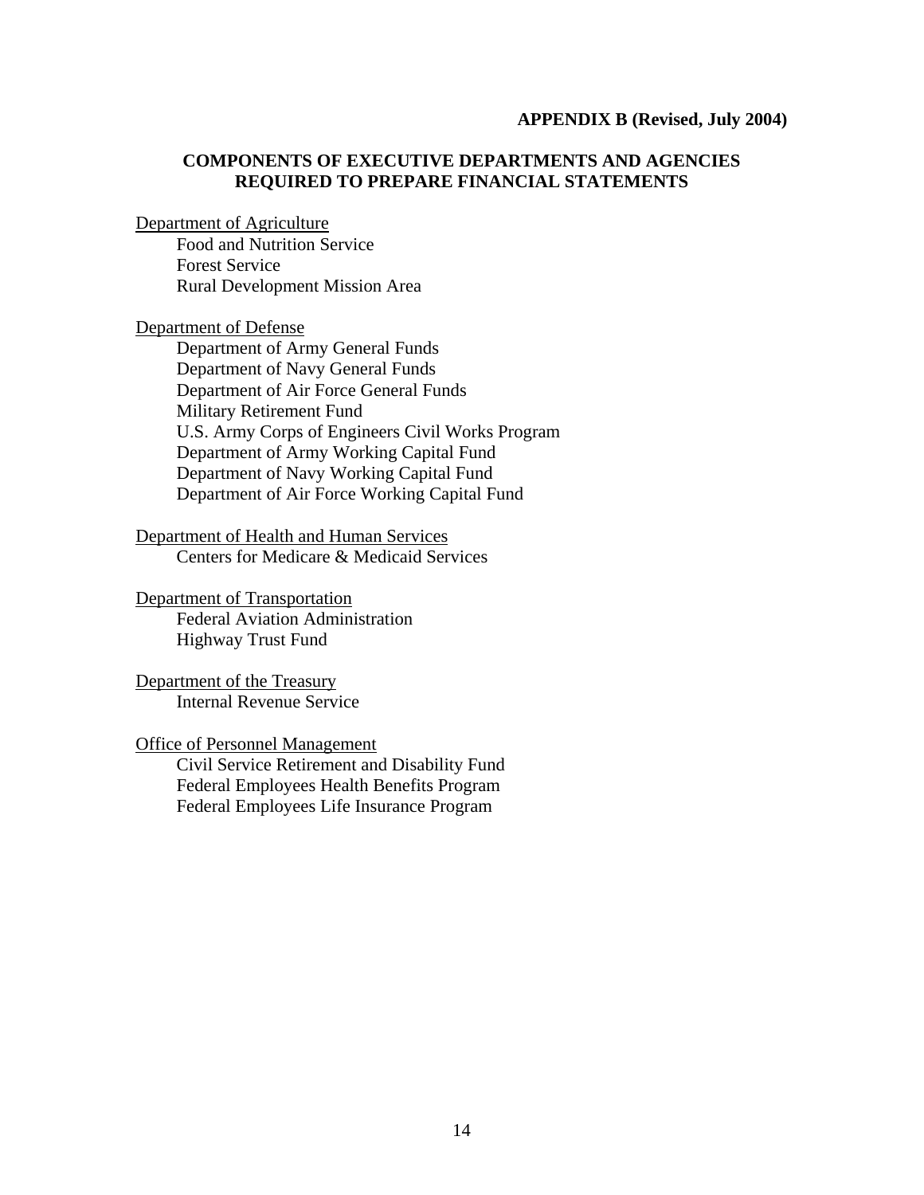**APPENDIX B (Revised, July 2004)**

## COMPONENTS OF EXECUTIVE DEPARTMENTS AND AGENCIES REQUIRED TO PREPARE FINANCIAL STATEMENTS

<u>Department of Agriculture</u>

- Food and Nutrition Service
- Forest Service
- Rural Development Mission Area

<u>Department of Defense</u>

- Department of Army General Funds
- Department of Navy General Funds
- Department of Air Force General Funds
- Military Retirement Fund
- U.S. Army Corps of Engineers Civil Works Program
- Department of Army Working Capital Fund
- Department of Navy Working Capital Fund
- Department of Air Force Working Capital Fund

<u>Department of Health and Human Services</u>

- Centers for Medicare & Medicaid Services

<u>Department of Transportation</u>

- Federal Aviation Administration
- Highway Trust Fund

<u>Department of the Treasury</u>

- Internal Revenue Service

<u>Office of Personnel Management</u>

- Civil Service Retirement and Disability Fund
- Federal Employees Health Benefits Program
- Federal Employees Life Insurance Program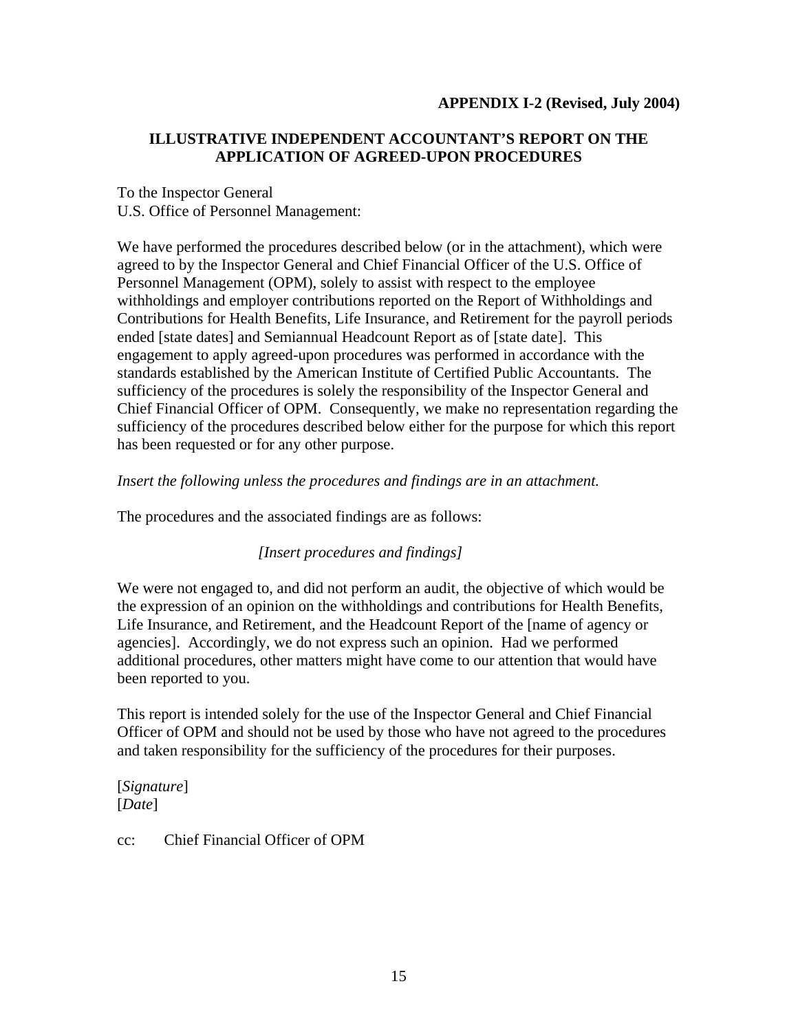**APPENDIX I-2 (Revised, July 2004)**

## ILLUSTRATIVE INDEPENDENT ACCOUNTANT'S REPORT ON THE APPLICATION OF AGREED-UPON PROCEDURES

To the Inspector General
U.S. Office of Personnel Management:

We have performed the procedures described below (or in the attachment), which were agreed to by the Inspector General and Chief Financial Officer of the U.S. Office of Personnel Management (OPM), solely to assist with respect to the employee withholdings and employer contributions reported on the Report of Withholdings and Contributions for Health Benefits, Life Insurance, and Retirement for the payroll periods ended [state dates] and Semiannual Headcount Report as of [state date]. This engagement to apply agreed-upon procedures was performed in accordance with the standards established by the American Institute of Certified Public Accountants. The sufficiency of the procedures is solely the responsibility of the Inspector General and Chief Financial Officer of OPM. Consequently, we make no representation regarding the sufficiency of the procedures described below either for the purpose for which this report has been requested or for any other purpose.

*Insert the following unless the procedures and findings are in an attachment.*

The procedures and the associated findings are as follows:

*[Insert procedures and findings]*

We were not engaged to, and did not perform an audit, the objective of which would be the expression of an opinion on the withholdings and contributions for Health Benefits, Life Insurance, and Retirement, and the Headcount Report of the [name of agency or agencies]. Accordingly, we do not express such an opinion. Had we performed additional procedures, other matters might have come to our attention that would have been reported to you.

This report is intended solely for the use of the Inspector General and Chief Financial Officer of OPM and should not be used by those who have not agreed to the procedures and taken responsibility for the sufficiency of the procedures for their purposes.

[*Signature*]
[*Date*]

cc: Chief Financial Officer of OPM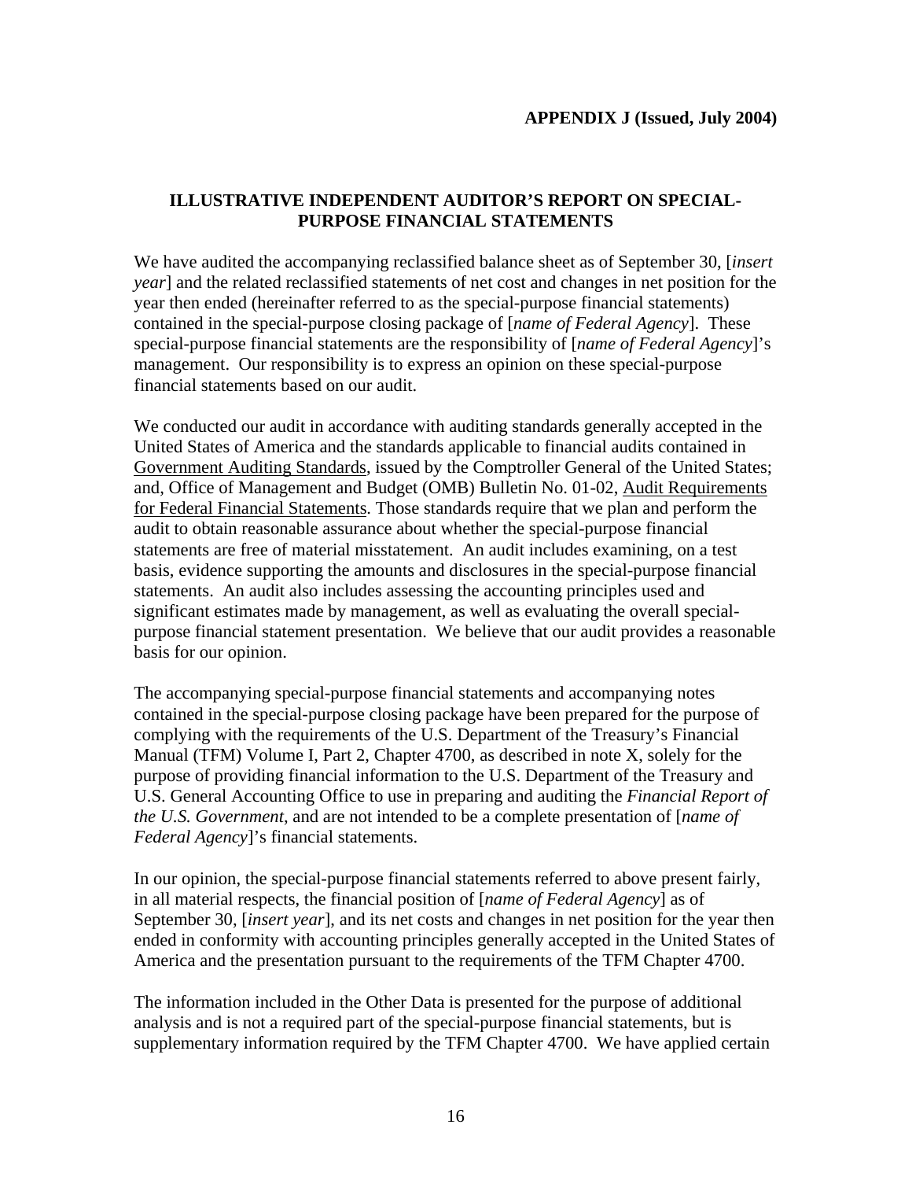**APPENDIX J (Issued, July 2004)**

## ILLUSTRATIVE INDEPENDENT AUDITOR'S REPORT ON SPECIAL-PURPOSE FINANCIAL STATEMENTS

We have audited the accompanying reclassified balance sheet as of September 30, [*insert year*] and the related reclassified statements of net cost and changes in net position for the year then ended (hereinafter referred to as the special-purpose financial statements) contained in the special-purpose closing package of [*name of Federal Agency*]. These special-purpose financial statements are the responsibility of [*name of Federal Agency*]'s management. Our responsibility is to express an opinion on these special-purpose financial statements based on our audit.

We conducted our audit in accordance with auditing standards generally accepted in the United States of America and the standards applicable to financial audits contained in Government Auditing Standards, issued by the Comptroller General of the United States; and, Office of Management and Budget (OMB) Bulletin No. 01-02, Audit Requirements for Federal Financial Statements. Those standards require that we plan and perform the audit to obtain reasonable assurance about whether the special-purpose financial statements are free of material misstatement. An audit includes examining, on a test basis, evidence supporting the amounts and disclosures in the special-purpose financial statements. An audit also includes assessing the accounting principles used and significant estimates made by management, as well as evaluating the overall special-purpose financial statement presentation. We believe that our audit provides a reasonable basis for our opinion.

The accompanying special-purpose financial statements and accompanying notes contained in the special-purpose closing package have been prepared for the purpose of complying with the requirements of the U.S. Department of the Treasury's Financial Manual (TFM) Volume I, Part 2, Chapter 4700, as described in note X, solely for the purpose of providing financial information to the U.S. Department of the Treasury and U.S. General Accounting Office to use in preparing and auditing the *Financial Report of the U.S. Government*, and are not intended to be a complete presentation of [*name of Federal Agency*]'s financial statements.

In our opinion, the special-purpose financial statements referred to above present fairly, in all material respects, the financial position of [*name of Federal Agency*] as of September 30, [*insert year*], and its net costs and changes in net position for the year then ended in conformity with accounting principles generally accepted in the United States of America and the presentation pursuant to the requirements of the TFM Chapter 4700.

The information included in the Other Data is presented for the purpose of additional analysis and is not a required part of the special-purpose financial statements, but is supplementary information required by the TFM Chapter 4700. We have applied certain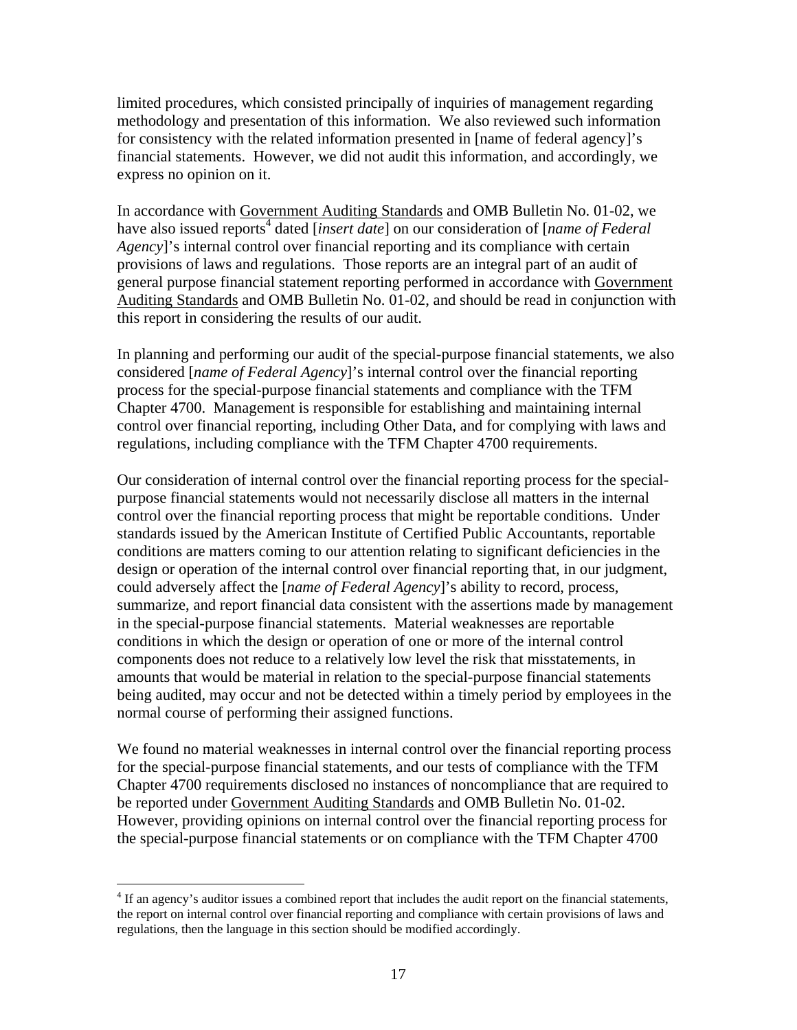limited procedures, which consisted principally of inquiries of management regarding methodology and presentation of this information. We also reviewed such information for consistency with the related information presented in [name of federal agency]'s financial statements. However, we did not audit this information, and accordingly, we express no opinion on it.

In accordance with Government Auditing Standards and OMB Bulletin No. 01-02, we have also issued reports[4] dated [*insert date*] on our consideration of [*name of Federal Agency*]'s internal control over financial reporting and its compliance with certain provisions of laws and regulations. Those reports are an integral part of an audit of general purpose financial statement reporting performed in accordance with Government Auditing Standards and OMB Bulletin No. 01-02, and should be read in conjunction with this report in considering the results of our audit.

In planning and performing our audit of the special-purpose financial statements, we also considered [*name of Federal Agency*]'s internal control over the financial reporting process for the special-purpose financial statements and compliance with the TFM Chapter 4700. Management is responsible for establishing and maintaining internal control over financial reporting, including Other Data, and for complying with laws and regulations, including compliance with the TFM Chapter 4700 requirements.

Our consideration of internal control over the financial reporting process for the special-purpose financial statements would not necessarily disclose all matters in the internal control over the financial reporting process that might be reportable conditions. Under standards issued by the American Institute of Certified Public Accountants, reportable conditions are matters coming to our attention relating to significant deficiencies in the design or operation of the internal control over financial reporting that, in our judgment, could adversely affect the [*name of Federal Agency*]'s ability to record, process, summarize, and report financial data consistent with the assertions made by management in the special-purpose financial statements. Material weaknesses are reportable conditions in which the design or operation of one or more of the internal control components does not reduce to a relatively low level the risk that misstatements, in amounts that would be material in relation to the special-purpose financial statements being audited, may occur and not be detected within a timely period by employees in the normal course of performing their assigned functions.

We found no material weaknesses in internal control over the financial reporting process for the special-purpose financial statements, and our tests of compliance with the TFM Chapter 4700 requirements disclosed no instances of noncompliance that are required to be reported under Government Auditing Standards and OMB Bulletin No. 01-02. However, providing opinions on internal control over the financial reporting process for the special-purpose financial statements or on compliance with the TFM Chapter 4700

[4] If an agency's auditor issues a combined report that includes the audit report on the financial statements, the report on internal control over financial reporting and compliance with certain provisions of laws and regulations, then the language in this section should be modified accordingly.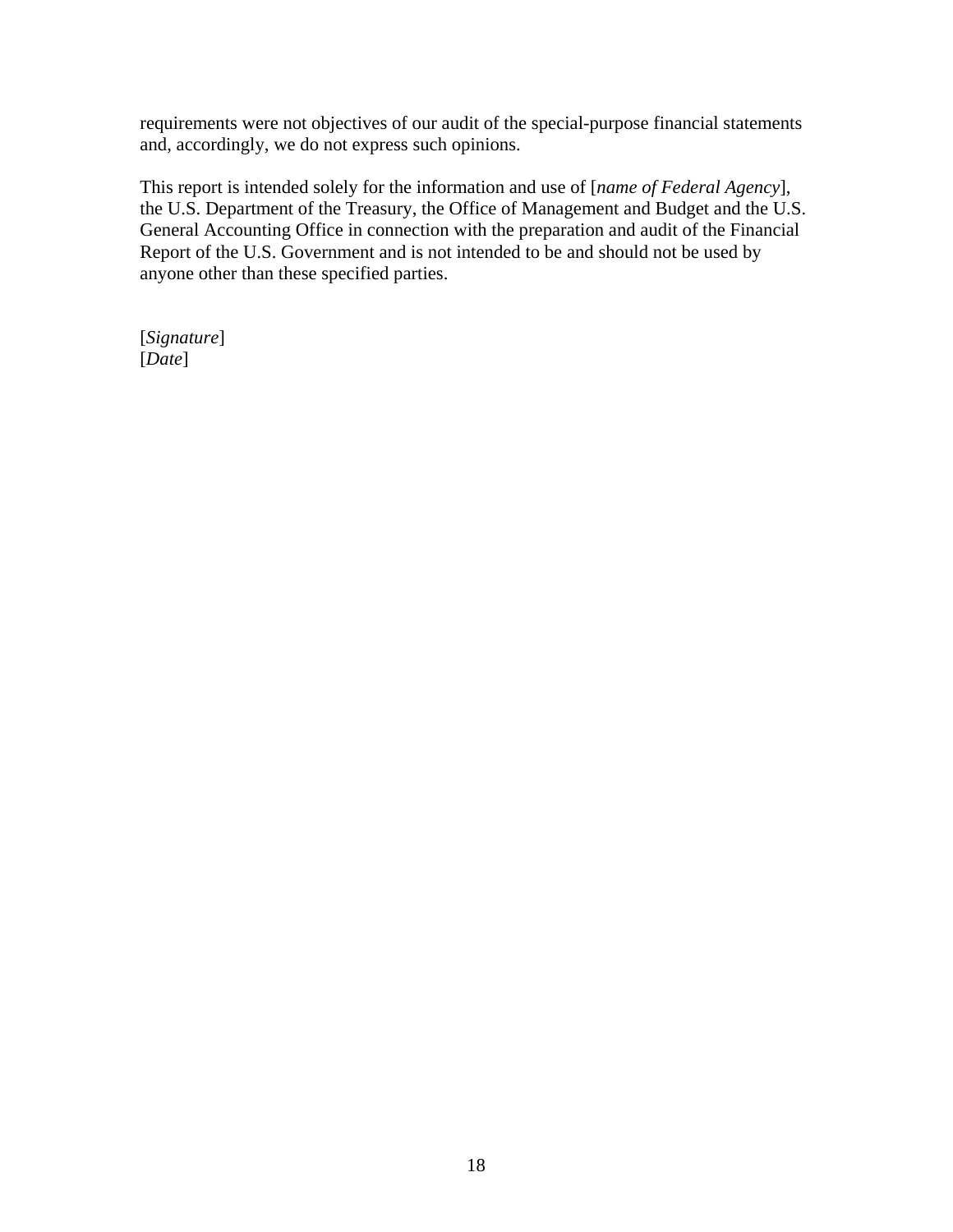requirements were not objectives of our audit of the special-purpose financial statements and, accordingly, we do not express such opinions.

This report is intended solely for the information and use of [*name of Federal Agency*], the U.S. Department of the Treasury, the Office of Management and Budget and the U.S. General Accounting Office in connection with the preparation and audit of the Financial Report of the U.S. Government and is not intended to be and should not be used by anyone other than these specified parties.

[*Signature*]
[*Date*]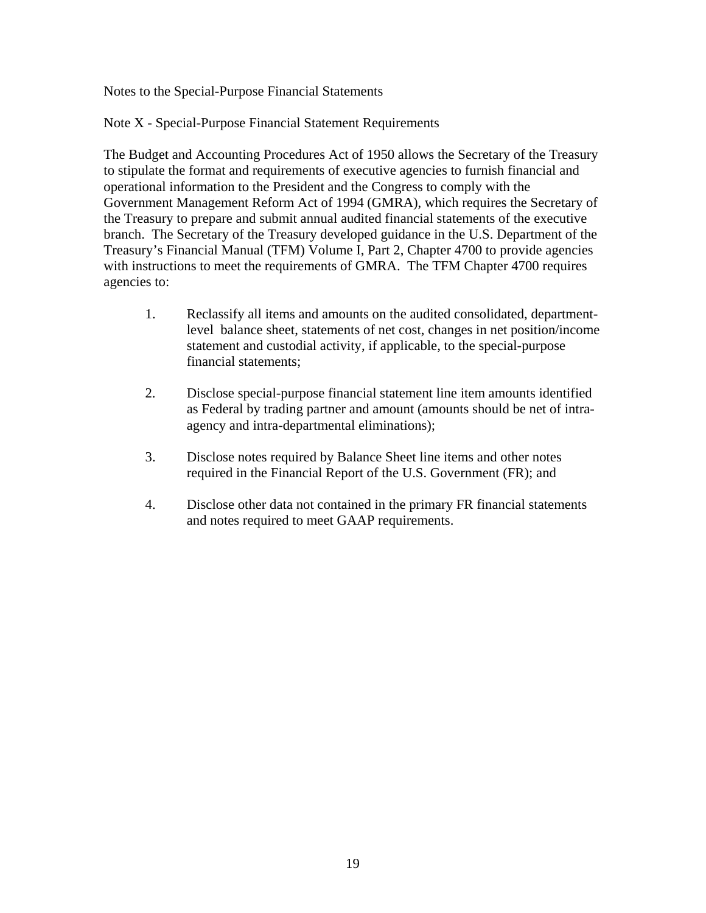Notes to the Special-Purpose Financial Statements

Note X - Special-Purpose Financial Statement Requirements

The Budget and Accounting Procedures Act of 1950 allows the Secretary of the Treasury to stipulate the format and requirements of executive agencies to furnish financial and operational information to the President and the Congress to comply with the Government Management Reform Act of 1994 (GMRA), which requires the Secretary of the Treasury to prepare and submit annual audited financial statements of the executive branch. The Secretary of the Treasury developed guidance in the U.S. Department of the Treasury's Financial Manual (TFM) Volume I, Part 2, Chapter 4700 to provide agencies with instructions to meet the requirements of GMRA. The TFM Chapter 4700 requires agencies to:

1. Reclassify all items and amounts on the audited consolidated, department-level balance sheet, statements of net cost, changes in net position/income statement and custodial activity, if applicable, to the special-purpose financial statements;

2. Disclose special-purpose financial statement line item amounts identified as Federal by trading partner and amount (amounts should be net of intra-agency and intra-departmental eliminations);

3. Disclose notes required by Balance Sheet line items and other notes required in the Financial Report of the U.S. Government (FR); and

4. Disclose other data not contained in the primary FR financial statements and notes required to meet GAAP requirements.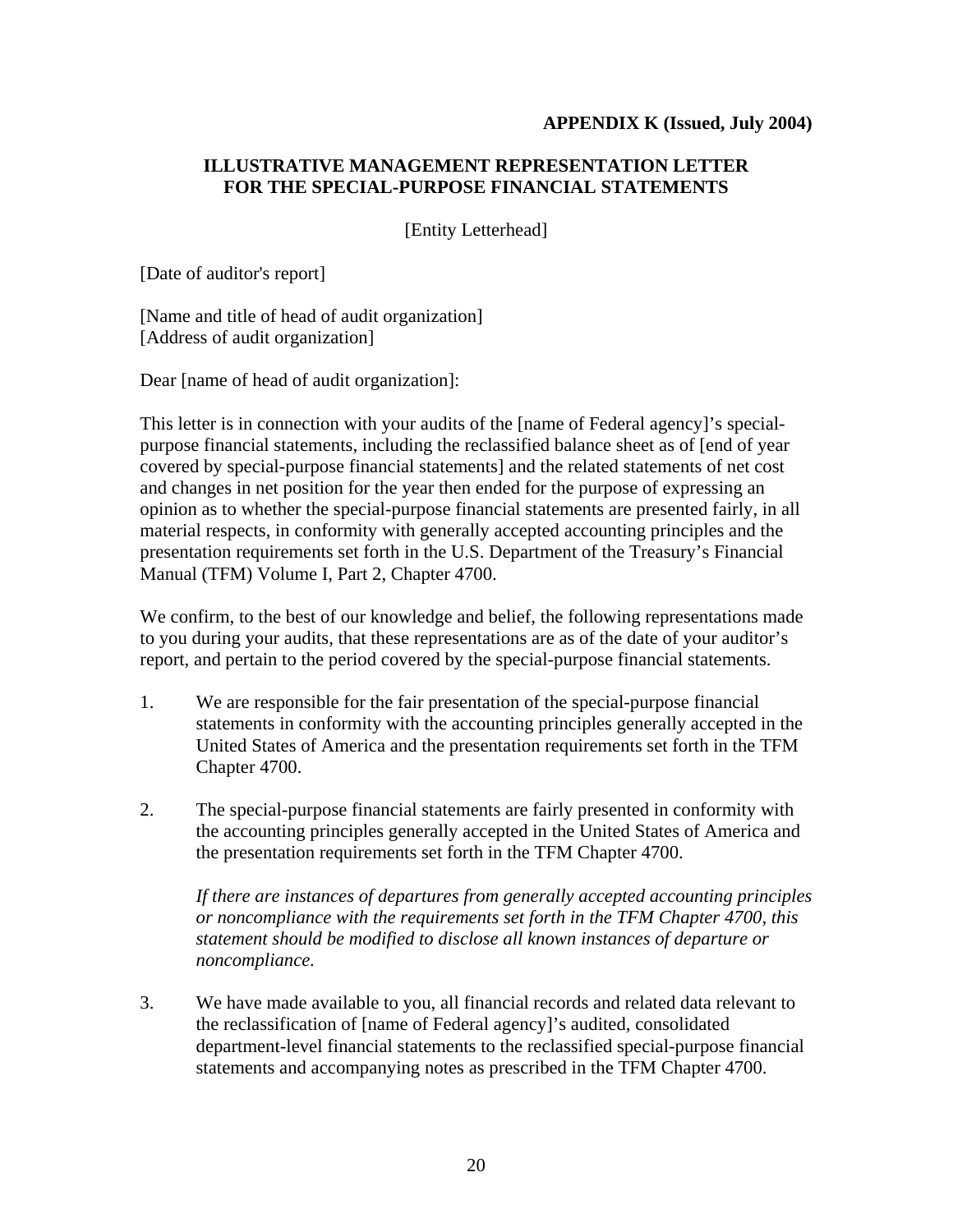**APPENDIX K (Issued, July 2004)**

## ILLUSTRATIVE MANAGEMENT REPRESENTATION LETTER FOR THE SPECIAL-PURPOSE FINANCIAL STATEMENTS

[Entity Letterhead]

[Date of auditor's report]

[Name and title of head of audit organization]
[Address of audit organization]

Dear [name of head of audit organization]:

This letter is in connection with your audits of the [name of Federal agency]'s special-purpose financial statements, including the reclassified balance sheet as of [end of year covered by special-purpose financial statements] and the related statements of net cost and changes in net position for the year then ended for the purpose of expressing an opinion as to whether the special-purpose financial statements are presented fairly, in all material respects, in conformity with generally accepted accounting principles and the presentation requirements set forth in the U.S. Department of the Treasury's Financial Manual (TFM) Volume I, Part 2, Chapter 4700.

We confirm, to the best of our knowledge and belief, the following representations made to you during your audits, that these representations are as of the date of your auditor's report, and pertain to the period covered by the special-purpose financial statements.

1. We are responsible for the fair presentation of the special-purpose financial statements in conformity with the accounting principles generally accepted in the United States of America and the presentation requirements set forth in the TFM Chapter 4700.

2. The special-purpose financial statements are fairly presented in conformity with the accounting principles generally accepted in the United States of America and the presentation requirements set forth in the TFM Chapter 4700.

   *If there are instances of departures from generally accepted accounting principles or noncompliance with the requirements set forth in the TFM Chapter 4700, this statement should be modified to disclose all known instances of departure or noncompliance.*

3. We have made available to you, all financial records and related data relevant to the reclassification of [name of Federal agency]'s audited, consolidated department-level financial statements to the reclassified special-purpose financial statements and accompanying notes as prescribed in the TFM Chapter 4700.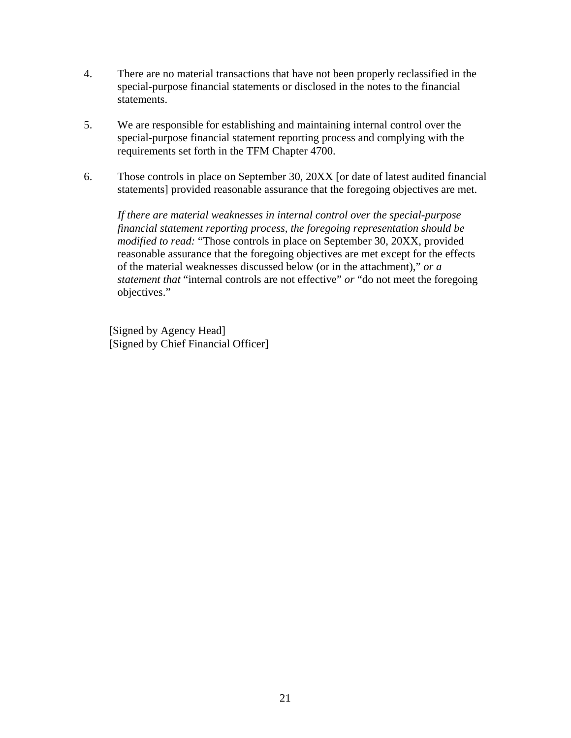4. There are no material transactions that have not been properly reclassified in the special-purpose financial statements or disclosed in the notes to the financial statements.

5. We are responsible for establishing and maintaining internal control over the special-purpose financial statement reporting process and complying with the requirements set forth in the TFM Chapter 4700.

6. Those controls in place on September 30, 20XX [or date of latest audited financial statements] provided reasonable assurance that the foregoing objectives are met.

   *If there are material weaknesses in internal control over the special-purpose financial statement reporting process, the foregoing representation should be modified to read:* "Those controls in place on September 30, 20XX, provided reasonable assurance that the foregoing objectives are met except for the effects of the material weaknesses discussed below (or in the attachment)," *or a statement that* "internal controls are not effective" *or* "do not meet the foregoing objectives."

[Signed by Agency Head]
[Signed by Chief Financial Officer]